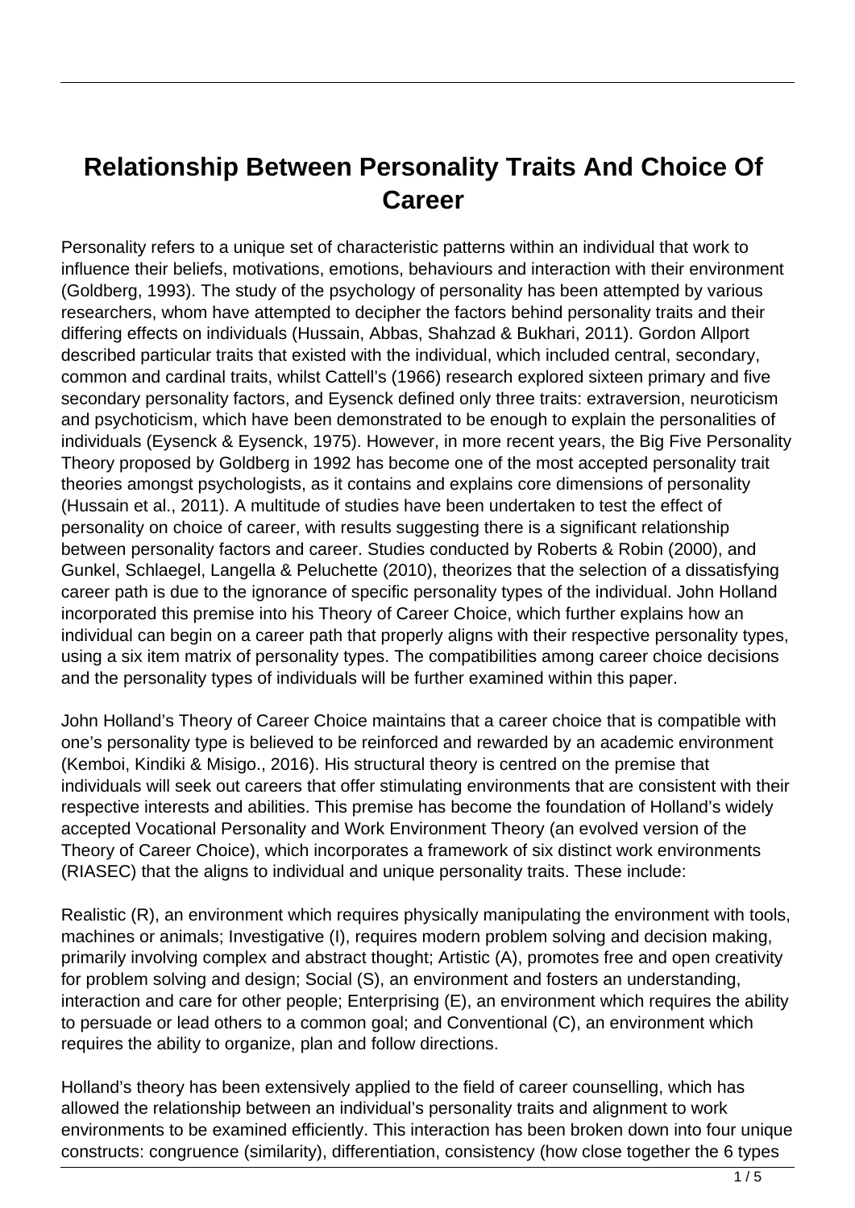# Relationship Between Personality Traits And Choice Of Career

Personality refers to a unique set of characteristic patterns within an individual that work to influence their beliefs, motivations, emotions, behaviours and interaction with their environment (Goldberg, 1993). The study of the psychology of personality has been attempted by various researchers, whom have attempted to decipher the factors behind personality traits and their differing effects on individuals (Hussain, Abbas, Shahzad & Bukhari, 2011). Gordon Allport described particular traits that existed with the individual, which included central, secondary, common and cardinal traits, whilst Cattell's (1966) research explored sixteen primary and five secondary personality factors, and Eysenck defined only three traits: extraversion, neuroticism and psychoticism, which have been demonstrated to be enough to explain the personalities of individuals (Eysenck & Eysenck, 1975). However, in more recent years, the Big Five Personality Theory proposed by Goldberg in 1992 has become one of the most accepted personality trait theories amongst psychologists, as it contains and explains core dimensions of personality (Hussain et al., 2011). A multitude of studies have been undertaken to test the effect of personality on choice of career, with results suggesting there is a significant relationship between personality factors and career. Studies conducted by Roberts & Robin (2000), and Gunkel, Schlaegel, Langella & Peluchette (2010), theorizes that the selection of a dissatisfying career path is due to the ignorance of specific personality types of the individual. John Holland incorporated this premise into his Theory of Career Choice, which further explains how an individual can begin on a career path that properly aligns with their respective personality types, using a six item matrix of personality types. The compatibilities among career choice decisions and the personality types of individuals will be further examined within this paper.

John Holland's Theory of Career Choice maintains that a career choice that is compatible with one's personality type is believed to be reinforced and rewarded by an academic environment (Kemboi, Kindiki & Misigo., 2016). His structural theory is centred on the premise that individuals will seek out careers that offer stimulating environments that are consistent with their respective interests and abilities. This premise has become the foundation of Holland's widely accepted Vocational Personality and Work Environment Theory (an evolved version of the Theory of Career Choice), which incorporates a framework of six distinct work environments (RIASEC) that the aligns to individual and unique personality traits. These include:

Realistic (R), an environment which requires physically manipulating the environment with tools, machines or animals; Investigative (I), requires modern problem solving and decision making, primarily involving complex and abstract thought; Artistic (A), promotes free and open creativity for problem solving and design; Social (S), an environment and fosters an understanding, interaction and care for other people; Enterprising (E), an environment which requires the ability to persuade or lead others to a common goal; and Conventional (C), an environment which requires the ability to organize, plan and follow directions.

Holland's theory has been extensively applied to the field of career counselling, which has allowed the relationship between an individual's personality traits and alignment to work environments to be examined efficiently. This interaction has been broken down into four unique constructs: congruence (similarity), differentiation, consistency (how close together the 6 types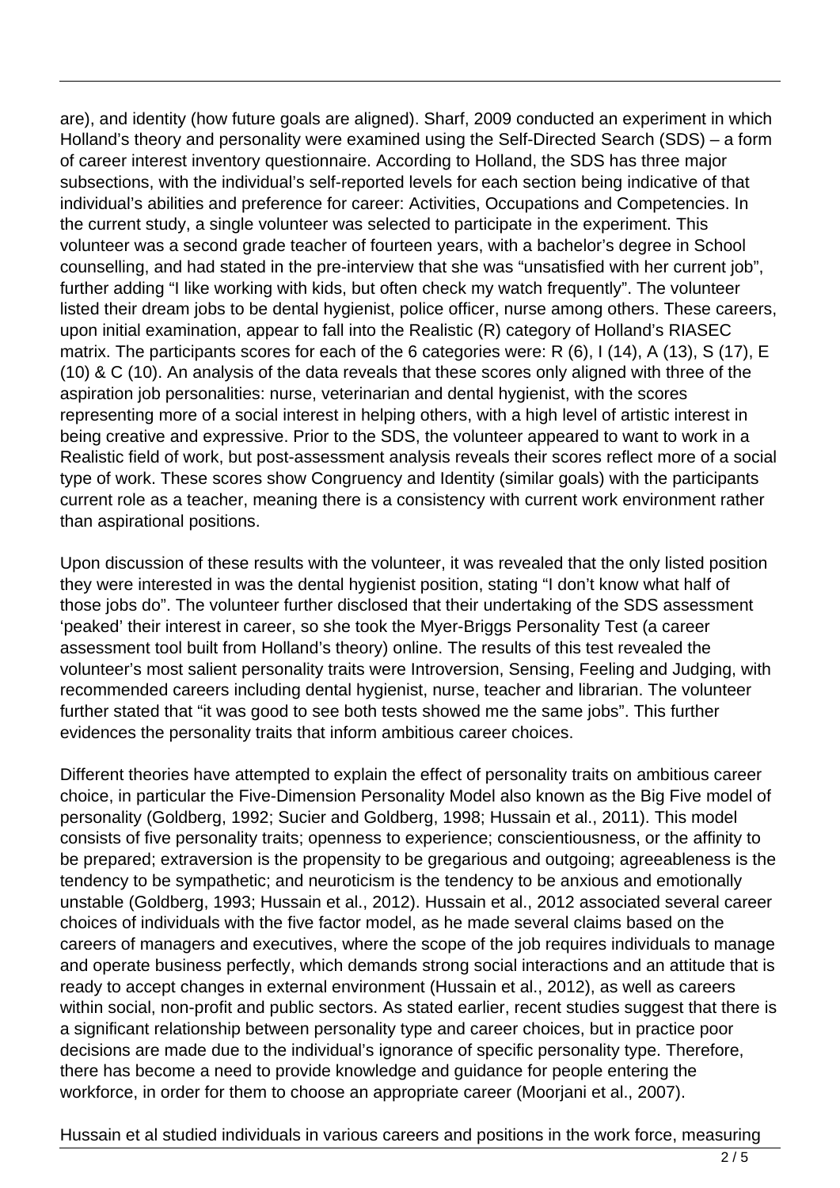are), and identity (how future goals are aligned). Sharf, 2009 conducted an experiment in which Holland's theory and personality were examined using the Self-Directed Search (SDS) – a form of career interest inventory questionnaire. According to Holland, the SDS has three major subsections, with the individual's self-reported levels for each section being indicative of that individual's abilities and preference for career: Activities, Occupations and Competencies. In the current study, a single volunteer was selected to participate in the experiment. This volunteer was a second grade teacher of fourteen years, with a bachelor's degree in School counselling, and had stated in the pre-interview that she was "unsatisfied with her current job", further adding "I like working with kids, but often check my watch frequently". The volunteer listed their dream jobs to be dental hygienist, police officer, nurse among others. These careers, upon initial examination, appear to fall into the Realistic (R) category of Holland's RIASEC matrix. The participants scores for each of the 6 categories were: R (6), I (14), A (13), S (17), E (10) & C (10). An analysis of the data reveals that these scores only aligned with three of the aspiration job personalities: nurse, veterinarian and dental hygienist, with the scores representing more of a social interest in helping others, with a high level of artistic interest in being creative and expressive. Prior to the SDS, the volunteer appeared to want to work in a Realistic field of work, but post-assessment analysis reveals their scores reflect more of a social type of work. These scores show Congruency and Identity (similar goals) with the participants current role as a teacher, meaning there is a consistency with current work environment rather than aspirational positions.

Upon discussion of these results with the volunteer, it was revealed that the only listed position they were interested in was the dental hygienist position, stating "I don't know what half of those jobs do". The volunteer further disclosed that their undertaking of the SDS assessment 'peaked' their interest in career, so she took the Myer-Briggs Personality Test (a career assessment tool built from Holland's theory) online. The results of this test revealed the volunteer's most salient personality traits were Introversion, Sensing, Feeling and Judging, with recommended careers including dental hygienist, nurse, teacher and librarian. The volunteer further stated that "it was good to see both tests showed me the same jobs". This further evidences the personality traits that inform ambitious career choices.

Different theories have attempted to explain the effect of personality traits on ambitious career choice, in particular the Five-Dimension Personality Model also known as the Big Five model of personality (Goldberg, 1992; Sucier and Goldberg, 1998; Hussain et al., 2011). This model consists of five personality traits; openness to experience; conscientiousness, or the affinity to be prepared; extraversion is the propensity to be gregarious and outgoing; agreeableness is the tendency to be sympathetic; and neuroticism is the tendency to be anxious and emotionally unstable (Goldberg, 1993; Hussain et al., 2012). Hussain et al., 2012 associated several career choices of individuals with the five factor model, as he made several claims based on the careers of managers and executives, where the scope of the job requires individuals to manage and operate business perfectly, which demands strong social interactions and an attitude that is ready to accept changes in external environment (Hussain et al., 2012), as well as careers within social, non-profit and public sectors. As stated earlier, recent studies suggest that there is a significant relationship between personality type and career choices, but in practice poor decisions are made due to the individual's ignorance of specific personality type. Therefore, there has become a need to provide knowledge and guidance for people entering the workforce, in order for them to choose an appropriate career (Moorjani et al., 2007).

Hussain et al studied individuals in various careers and positions in the work force, measuring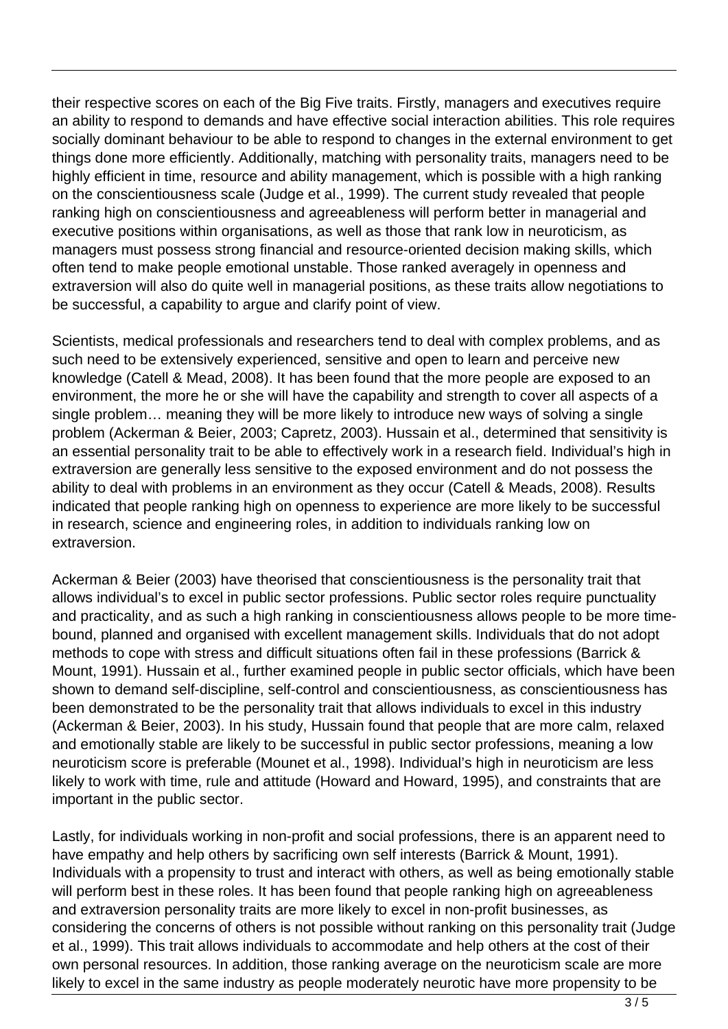their respective scores on each of the Big Five traits. Firstly, managers and executives require an ability to respond to demands and have effective social interaction abilities. This role requires socially dominant behaviour to be able to respond to changes in the external environment to get things done more efficiently. Additionally, matching with personality traits, managers need to be highly efficient in time, resource and ability management, which is possible with a high ranking on the conscientiousness scale (Judge et al., 1999). The current study revealed that people ranking high on conscientiousness and agreeableness will perform better in managerial and executive positions within organisations, as well as those that rank low in neuroticism, as managers must possess strong financial and resource-oriented decision making skills, which often tend to make people emotional unstable. Those ranked averagely in openness and extraversion will also do quite well in managerial positions, as these traits allow negotiations to be successful, a capability to argue and clarify point of view.

Scientists, medical professionals and researchers tend to deal with complex problems, and as such need to be extensively experienced, sensitive and open to learn and perceive new knowledge (Catell & Mead, 2008). It has been found that the more people are exposed to an environment, the more he or she will have the capability and strength to cover all aspects of a single problem… meaning they will be more likely to introduce new ways of solving a single problem (Ackerman & Beier, 2003; Capretz, 2003). Hussain et al., determined that sensitivity is an essential personality trait to be able to effectively work in a research field. Individual's high in extraversion are generally less sensitive to the exposed environment and do not possess the ability to deal with problems in an environment as they occur (Catell & Meads, 2008). Results indicated that people ranking high on openness to experience are more likely to be successful in research, science and engineering roles, in addition to individuals ranking low on extraversion.

Ackerman & Beier (2003) have theorised that conscientiousness is the personality trait that allows individual's to excel in public sector professions. Public sector roles require punctuality and practicality, and as such a high ranking in conscientiousness allows people to be more time-bound, planned and organised with excellent management skills. Individuals that do not adopt methods to cope with stress and difficult situations often fail in these professions (Barrick & Mount, 1991). Hussain et al., further examined people in public sector officials, which have been shown to demand self-discipline, self-control and conscientiousness, as conscientiousness has been demonstrated to be the personality trait that allows individuals to excel in this industry (Ackerman & Beier, 2003). In his study, Hussain found that people that are more calm, relaxed and emotionally stable are likely to be successful in public sector professions, meaning a low neuroticism score is preferable (Mounet et al., 1998). Individual's high in neuroticism are less likely to work with time, rule and attitude (Howard and Howard, 1995), and constraints that are important in the public sector.

Lastly, for individuals working in non-profit and social professions, there is an apparent need to have empathy and help others by sacrificing own self interests (Barrick & Mount, 1991). Individuals with a propensity to trust and interact with others, as well as being emotionally stable will perform best in these roles. It has been found that people ranking high on agreeableness and extraversion personality traits are more likely to excel in non-profit businesses, as considering the concerns of others is not possible without ranking on this personality trait (Judge et al., 1999). This trait allows individuals to accommodate and help others at the cost of their own personal resources. In addition, those ranking average on the neuroticism scale are more likely to excel in the same industry as people moderately neurotic have more propensity to be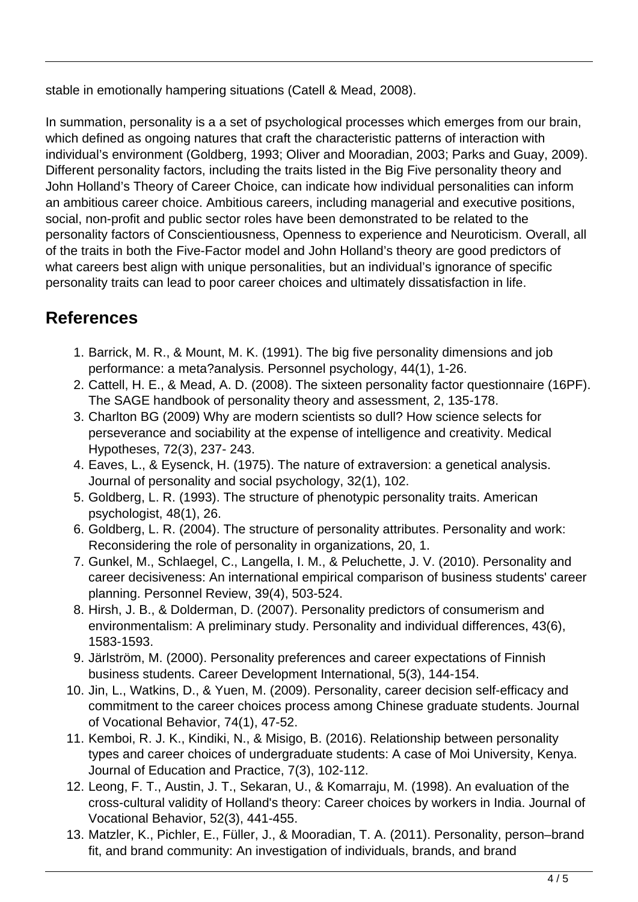stable in emotionally hampering situations (Catell & Mead, 2008).

In summation, personality is a a set of psychological processes which emerges from our brain, which defined as ongoing natures that craft the characteristic patterns of interaction with individual's environment (Goldberg, 1993; Oliver and Mooradian, 2003; Parks and Guay, 2009). Different personality factors, including the traits listed in the Big Five personality theory and John Holland's Theory of Career Choice, can indicate how individual personalities can inform an ambitious career choice. Ambitious careers, including managerial and executive positions, social, non-profit and public sector roles have been demonstrated to be related to the personality factors of Conscientiousness, Openness to experience and Neuroticism. Overall, all of the traits in both the Five-Factor model and John Holland's theory are good predictors of what careers best align with unique personalities, but an individual's ignorance of specific personality traits can lead to poor career choices and ultimately dissatisfaction in life.

## References

1. Barrick, M. R., & Mount, M. K. (1991). The big five personality dimensions and job performance: a meta?analysis. Personnel psychology, 44(1), 1-26.
2. Cattell, H. E., & Mead, A. D. (2008). The sixteen personality factor questionnaire (16PF). The SAGE handbook of personality theory and assessment, 2, 135-178.
3. Charlton BG (2009) Why are modern scientists so dull? How science selects for perseverance and sociability at the expense of intelligence and creativity. Medical Hypotheses, 72(3), 237- 243.
4. Eaves, L., & Eysenck, H. (1975). The nature of extraversion: a genetical analysis. Journal of personality and social psychology, 32(1), 102.
5. Goldberg, L. R. (1993). The structure of phenotypic personality traits. American psychologist, 48(1), 26.
6. Goldberg, L. R. (2004). The structure of personality attributes. Personality and work: Reconsidering the role of personality in organizations, 20, 1.
7. Gunkel, M., Schlaegel, C., Langella, I. M., & Peluchette, J. V. (2010). Personality and career decisiveness: An international empirical comparison of business students' career planning. Personnel Review, 39(4), 503-524.
8. Hirsh, J. B., & Dolderman, D. (2007). Personality predictors of consumerism and environmentalism: A preliminary study. Personality and individual differences, 43(6), 1583-1593.
9. Järlström, M. (2000). Personality preferences and career expectations of Finnish business students. Career Development International, 5(3), 144-154.
10. Jin, L., Watkins, D., & Yuen, M. (2009). Personality, career decision self-efficacy and commitment to the career choices process among Chinese graduate students. Journal of Vocational Behavior, 74(1), 47-52.
11. Kemboi, R. J. K., Kindiki, N., & Misigo, B. (2016). Relationship between personality types and career choices of undergraduate students: A case of Moi University, Kenya. Journal of Education and Practice, 7(3), 102-112.
12. Leong, F. T., Austin, J. T., Sekaran, U., & Komarraju, M. (1998). An evaluation of the cross-cultural validity of Holland's theory: Career choices by workers in India. Journal of Vocational Behavior, 52(3), 441-455.
13. Matzler, K., Pichler, E., Füller, J., & Mooradian, T. A. (2011). Personality, person–brand fit, and brand community: An investigation of individuals, brands, and brand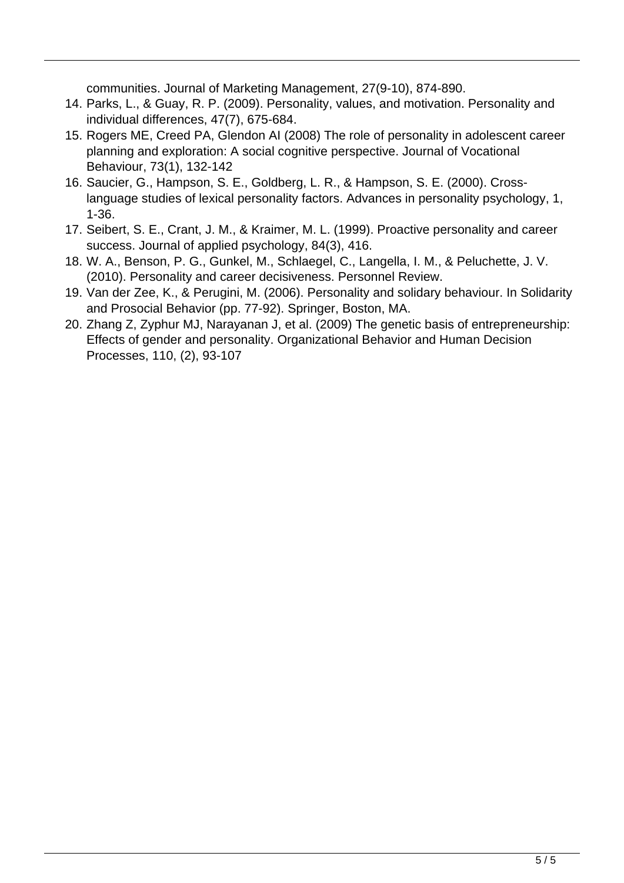communities. Journal of Marketing Management, 27(9-10), 874-890.

14. Parks, L., & Guay, R. P. (2009). Personality, values, and motivation. Personality and individual differences, 47(7), 675-684.
15. Rogers ME, Creed PA, Glendon AI (2008) The role of personality in adolescent career planning and exploration: A social cognitive perspective. Journal of Vocational Behaviour, 73(1), 132-142
16. Saucier, G., Hampson, S. E., Goldberg, L. R., & Hampson, S. E. (2000). Cross-language studies of lexical personality factors. Advances in personality psychology, 1, 1-36.
17. Seibert, S. E., Crant, J. M., & Kraimer, M. L. (1999). Proactive personality and career success. Journal of applied psychology, 84(3), 416.
18. W. A., Benson, P. G., Gunkel, M., Schlaegel, C., Langella, I. M., & Peluchette, J. V. (2010). Personality and career decisiveness. Personnel Review.
19. Van der Zee, K., & Perugini, M. (2006). Personality and solidary behaviour. In Solidarity and Prosocial Behavior (pp. 77-92). Springer, Boston, MA.
20. Zhang Z, Zyphur MJ, Narayanan J, et al. (2009) The genetic basis of entrepreneurship: Effects of gender and personality. Organizational Behavior and Human Decision Processes, 110, (2), 93-107